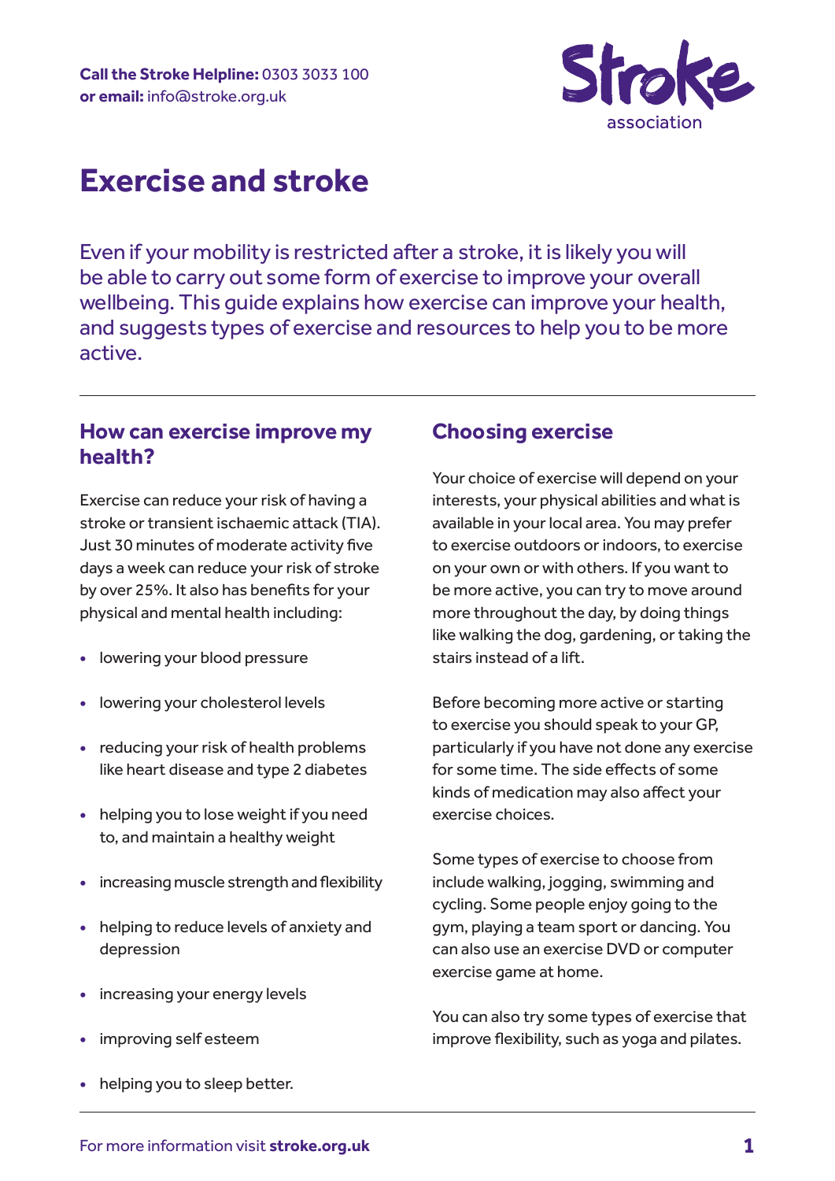**Call the Stroke Helpline:** 0303 3033 100
**or email:** info@stroke.org.uk

# Exercise and stroke

Even if your mobility is restricted after a stroke, it is likely you will be able to carry out some form of exercise to improve your overall wellbeing. This guide explains how exercise can improve your health, and suggests types of exercise and resources to help you to be more active.

## How can exercise improve my health?

Exercise can reduce your risk of having a stroke or transient ischaemic attack (TIA). Just 30 minutes of moderate activity five days a week can reduce your risk of stroke by over 25%. It also has benefits for your physical and mental health including:

- lowering your blood pressure
- lowering your cholesterol levels
- reducing your risk of health problems like heart disease and type 2 diabetes
- helping you to lose weight if you need to, and maintain a healthy weight
- increasing muscle strength and flexibility
- helping to reduce levels of anxiety and depression
- increasing your energy levels
- improving self esteem
- helping you to sleep better.

## Choosing exercise

Your choice of exercise will depend on your interests, your physical abilities and what is available in your local area. You may prefer to exercise outdoors or indoors, to exercise on your own or with others. If you want to be more active, you can try to move around more throughout the day, by doing things like walking the dog, gardening, or taking the stairs instead of a lift.

Before becoming more active or starting to exercise you should speak to your GP, particularly if you have not done any exercise for some time. The side effects of some kinds of medication may also affect your exercise choices.

Some types of exercise to choose from include walking, jogging, swimming and cycling. Some people enjoy going to the gym, playing a team sport or dancing. You can also use an exercise DVD or computer exercise game at home.

You can also try some types of exercise that improve flexibility, such as yoga and pilates.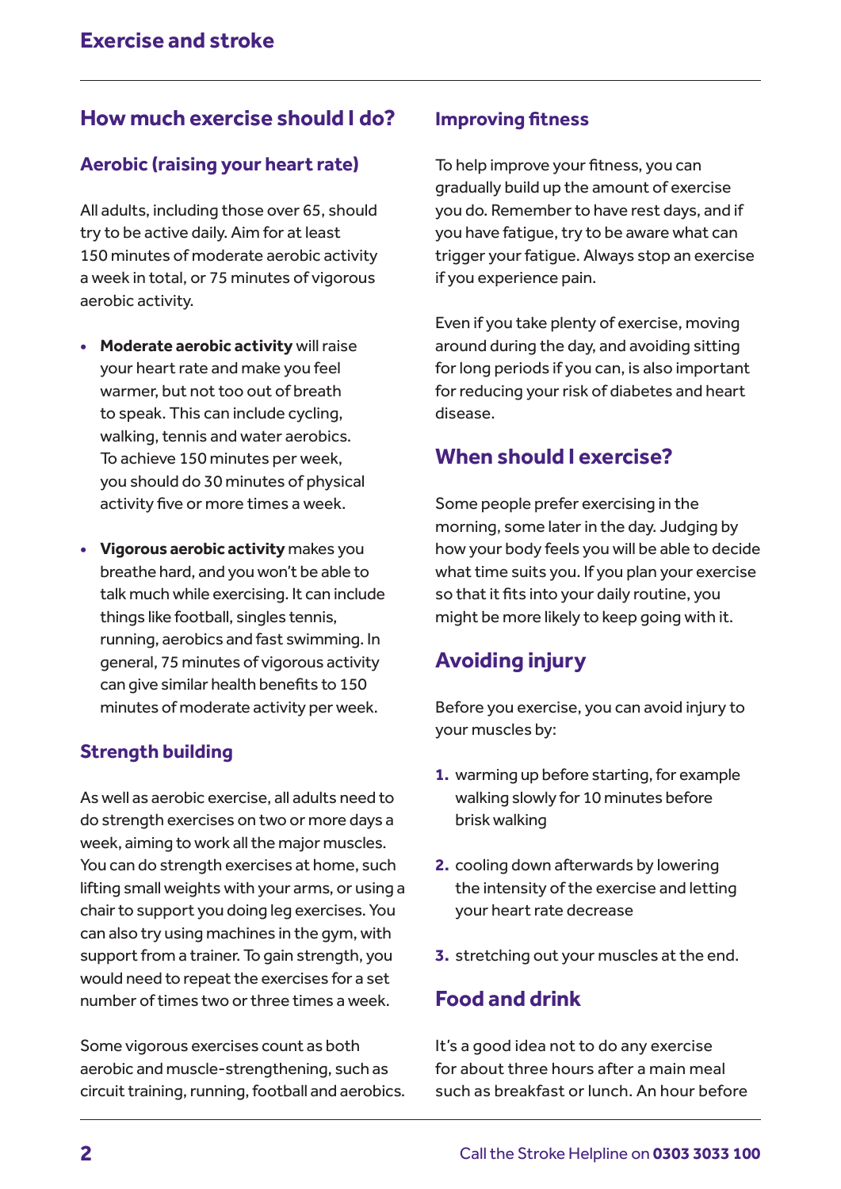## How much exercise should I do?

### Aerobic (raising your heart rate)

All adults, including those over 65, should try to be active daily. Aim for at least 150 minutes of moderate aerobic activity a week in total, or 75 minutes of vigorous aerobic activity.

- **Moderate aerobic activity** will raise your heart rate and make you feel warmer, but not too out of breath to speak. This can include cycling, walking, tennis and water aerobics. To achieve 150 minutes per week, you should do 30 minutes of physical activity five or more times a week.
- **Vigorous aerobic activity** makes you breathe hard, and you won't be able to talk much while exercising. It can include things like football, singles tennis, running, aerobics and fast swimming. In general, 75 minutes of vigorous activity can give similar health benefits to 150 minutes of moderate activity per week.

### Strength building

As well as aerobic exercise, all adults need to do strength exercises on two or more days a week, aiming to work all the major muscles. You can do strength exercises at home, such lifting small weights with your arms, or using a chair to support you doing leg exercises. You can also try using machines in the gym, with support from a trainer. To gain strength, you would need to repeat the exercises for a set number of times two or three times a week.

Some vigorous exercises count as both aerobic and muscle-strengthening, such as circuit training, running, football and aerobics.

### Improving fitness

To help improve your fitness, you can gradually build up the amount of exercise you do. Remember to have rest days, and if you have fatigue, try to be aware what can trigger your fatigue. Always stop an exercise if you experience pain.

Even if you take plenty of exercise, moving around during the day, and avoiding sitting for long periods if you can, is also important for reducing your risk of diabetes and heart disease.

## When should I exercise?

Some people prefer exercising in the morning, some later in the day. Judging by how your body feels you will be able to decide what time suits you. If you plan your exercise so that it fits into your daily routine, you might be more likely to keep going with it.

## Avoiding injury

Before you exercise, you can avoid injury to your muscles by:

1. warming up before starting, for example walking slowly for 10 minutes before brisk walking
2. cooling down afterwards by lowering the intensity of the exercise and letting your heart rate decrease
3. stretching out your muscles at the end.

## Food and drink

It's a good idea not to do any exercise for about three hours after a main meal such as breakfast or lunch. An hour before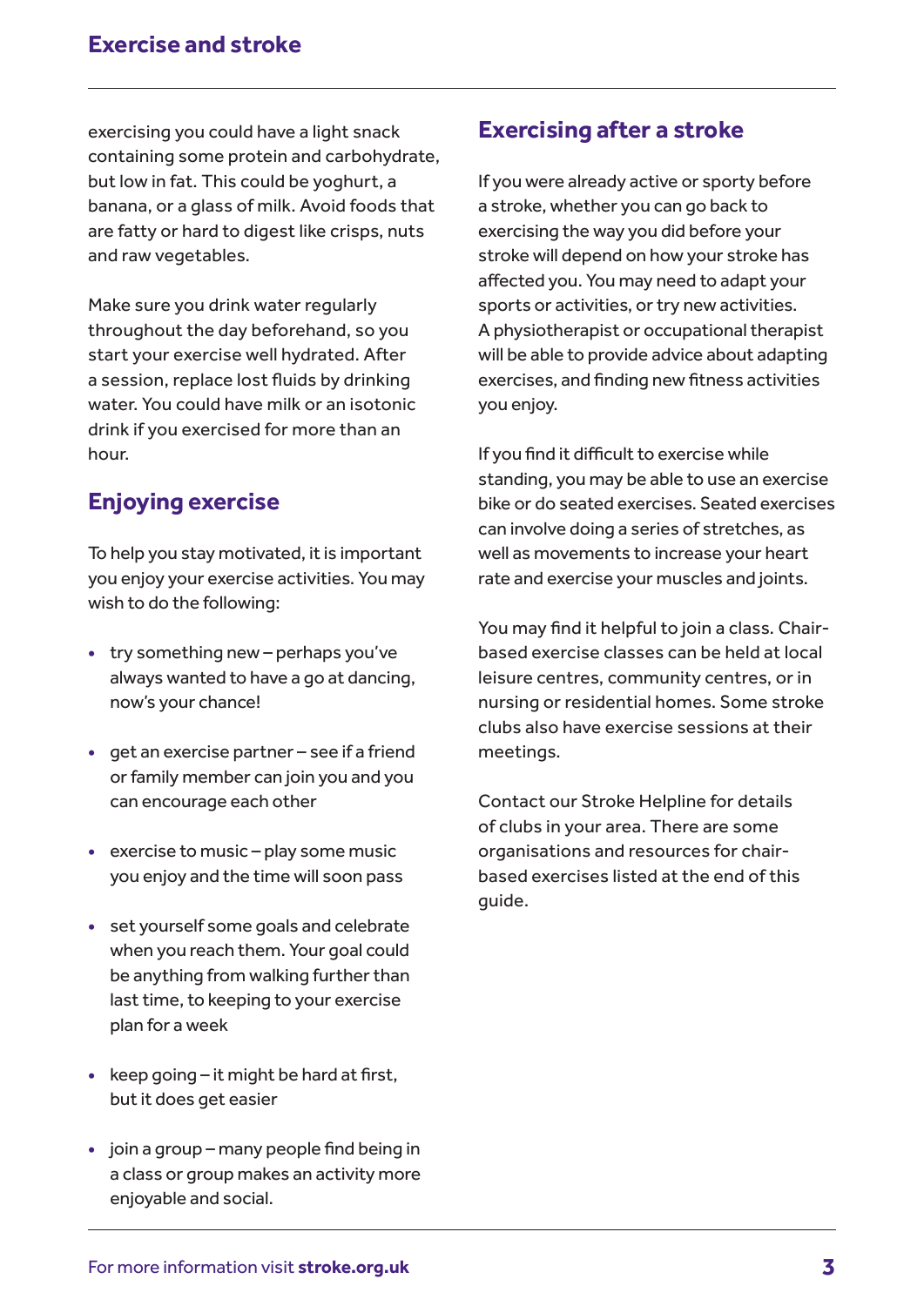exercising you could have a light snack containing some protein and carbohydrate, but low in fat. This could be yoghurt, a banana, or a glass of milk. Avoid foods that are fatty or hard to digest like crisps, nuts and raw vegetables.

Make sure you drink water regularly throughout the day beforehand, so you start your exercise well hydrated. After a session, replace lost fluids by drinking water. You could have milk or an isotonic drink if you exercised for more than an hour.

## Enjoying exercise

To help you stay motivated, it is important you enjoy your exercise activities. You may wish to do the following:

- try something new – perhaps you've always wanted to have a go at dancing, now's your chance!
- get an exercise partner – see if a friend or family member can join you and you can encourage each other
- exercise to music – play some music you enjoy and the time will soon pass
- set yourself some goals and celebrate when you reach them. Your goal could be anything from walking further than last time, to keeping to your exercise plan for a week
- keep going – it might be hard at first, but it does get easier
- join a group – many people find being in a class or group makes an activity more enjoyable and social.

## Exercising after a stroke

If you were already active or sporty before a stroke, whether you can go back to exercising the way you did before your stroke will depend on how your stroke has affected you. You may need to adapt your sports or activities, or try new activities. A physiotherapist or occupational therapist will be able to provide advice about adapting exercises, and finding new fitness activities you enjoy.

If you find it difficult to exercise while standing, you may be able to use an exercise bike or do seated exercises. Seated exercises can involve doing a series of stretches, as well as movements to increase your heart rate and exercise your muscles and joints.

You may find it helpful to join a class. Chair-based exercise classes can be held at local leisure centres, community centres, or in nursing or residential homes. Some stroke clubs also have exercise sessions at their meetings.

Contact our Stroke Helpline for details of clubs in your area. There are some organisations and resources for chair-based exercises listed at the end of this guide.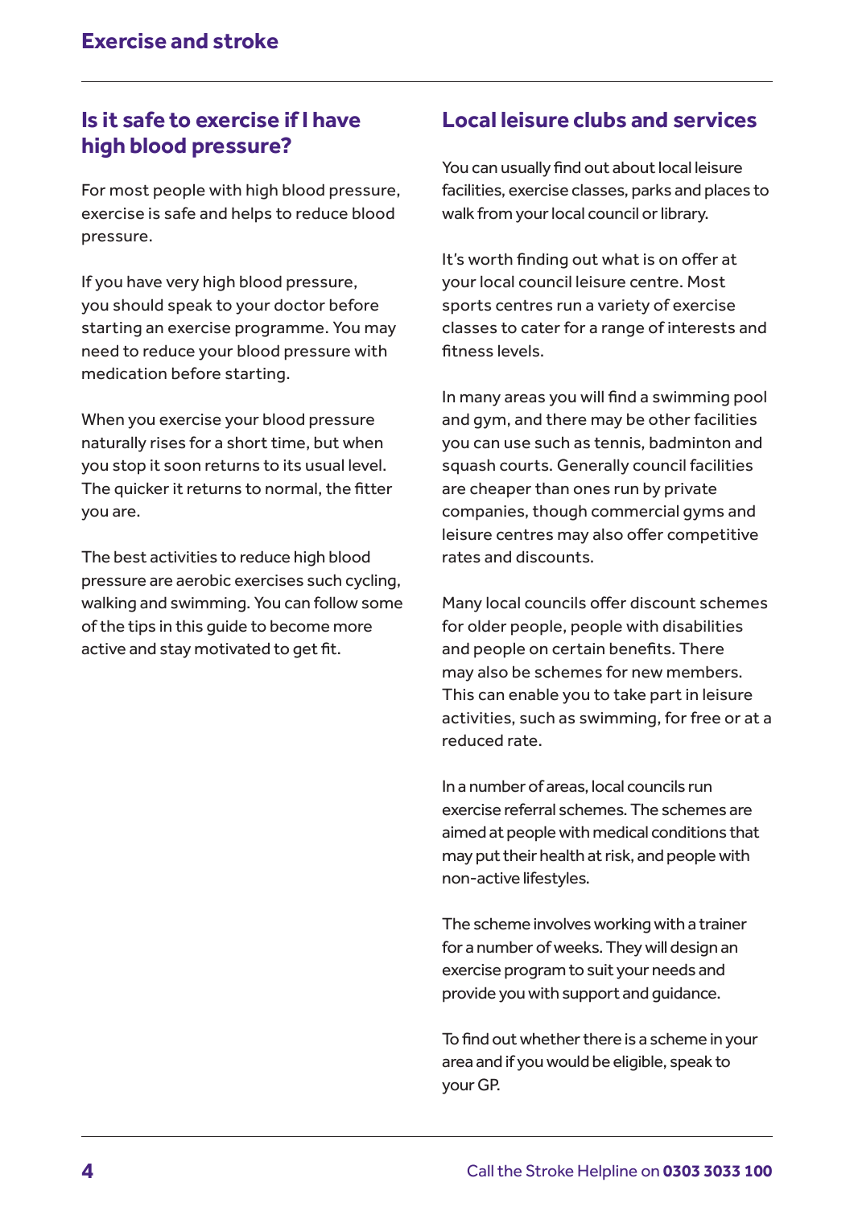## Is it safe to exercise if I have high blood pressure?

For most people with high blood pressure, exercise is safe and helps to reduce blood pressure.

If you have very high blood pressure, you should speak to your doctor before starting an exercise programme. You may need to reduce your blood pressure with medication before starting.

When you exercise your blood pressure naturally rises for a short time, but when you stop it soon returns to its usual level. The quicker it returns to normal, the fitter you are.

The best activities to reduce high blood pressure are aerobic exercises such cycling, walking and swimming. You can follow some of the tips in this guide to become more active and stay motivated to get fit.

## Local leisure clubs and services

You can usually find out about local leisure facilities, exercise classes, parks and places to walk from your local council or library.

It's worth finding out what is on offer at your local council leisure centre. Most sports centres run a variety of exercise classes to cater for a range of interests and fitness levels.

In many areas you will find a swimming pool and gym, and there may be other facilities you can use such as tennis, badminton and squash courts. Generally council facilities are cheaper than ones run by private companies, though commercial gyms and leisure centres may also offer competitive rates and discounts.

Many local councils offer discount schemes for older people, people with disabilities and people on certain benefits. There may also be schemes for new members. This can enable you to take part in leisure activities, such as swimming, for free or at a reduced rate.

In a number of areas, local councils run exercise referral schemes. The schemes are aimed at people with medical conditions that may put their health at risk, and people with non-active lifestyles.

The scheme involves working with a trainer for a number of weeks. They will design an exercise program to suit your needs and provide you with support and guidance.

To find out whether there is a scheme in your area and if you would be eligible, speak to your GP.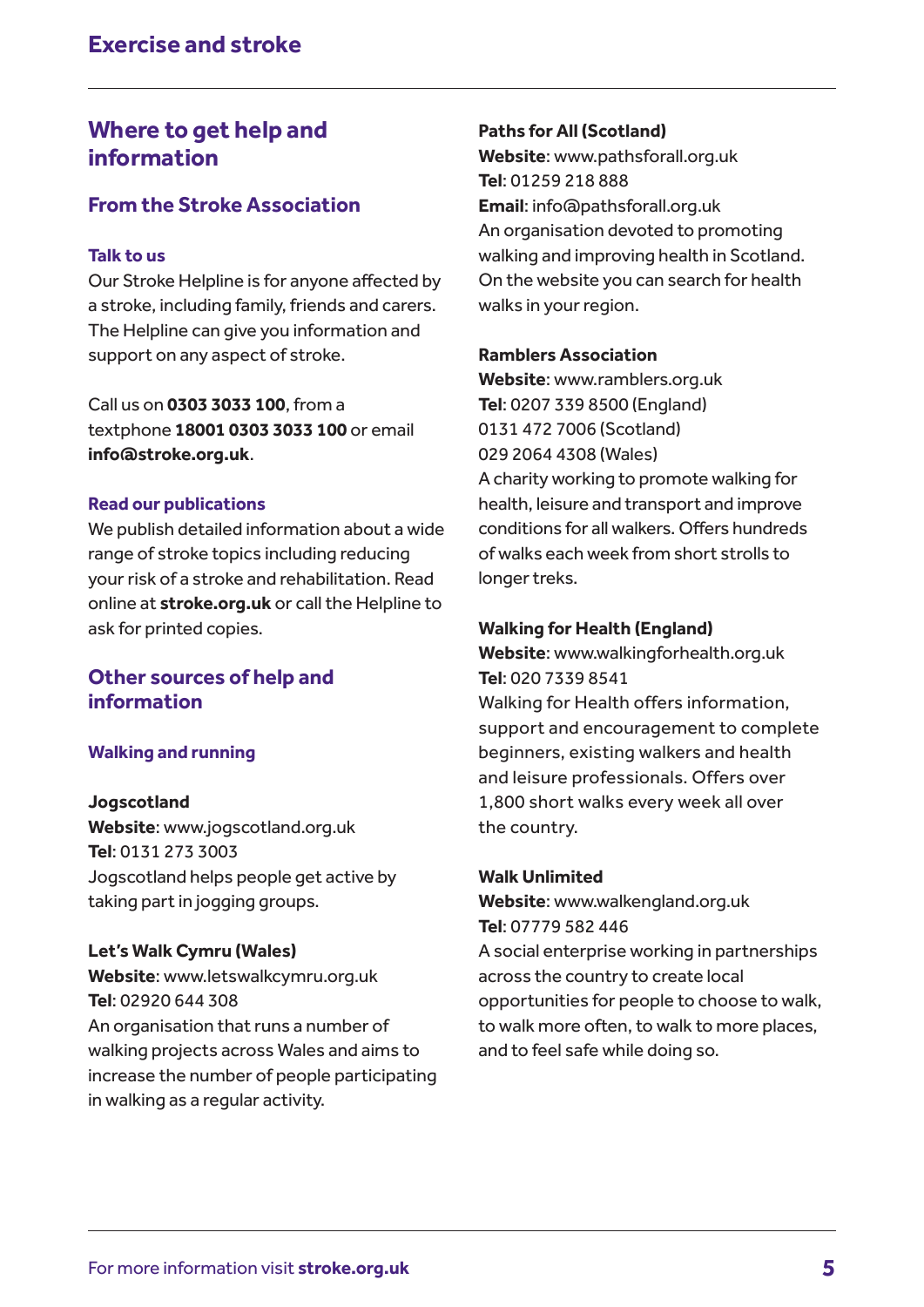## Where to get help and information

### From the Stroke Association

#### Talk to us

Our Stroke Helpline is for anyone affected by a stroke, including family, friends and carers. The Helpline can give you information and support on any aspect of stroke.

Call us on **0303 3033 100**, from a textphone **18001 0303 3033 100** or email **info@stroke.org.uk**.

#### Read our publications

We publish detailed information about a wide range of stroke topics including reducing your risk of a stroke and rehabilitation. Read online at **stroke.org.uk** or call the Helpline to ask for printed copies.

### Other sources of help and information

#### Walking and running

**Jogscotland**
**Website**: www.jogscotland.org.uk
**Tel**: 0131 273 3003
Jogscotland helps people get active by taking part in jogging groups.

**Let's Walk Cymru (Wales)**
**Website**: www.letswalkcymru.org.uk
**Tel**: 02920 644 308
An organisation that runs a number of walking projects across Wales and aims to increase the number of people participating in walking as a regular activity.

**Paths for All (Scotland)**
**Website**: www.pathsforall.org.uk
**Tel**: 01259 218 888
**Email**: info@pathsforall.org.uk
An organisation devoted to promoting walking and improving health in Scotland. On the website you can search for health walks in your region.

**Ramblers Association**
**Website**: www.ramblers.org.uk
**Tel**: 0207 339 8500 (England)
0131 472 7006 (Scotland)
029 2064 4308 (Wales)
A charity working to promote walking for health, leisure and transport and improve conditions for all walkers. Offers hundreds of walks each week from short strolls to longer treks.

**Walking for Health (England)**
**Website**: www.walkingforhealth.org.uk
**Tel**: 020 7339 8541
Walking for Health offers information, support and encouragement to complete beginners, existing walkers and health and leisure professionals. Offers over 1,800 short walks every week all over the country.

**Walk Unlimited**
**Website**: www.walkengland.org.uk
**Tel**: 07779 582 446
A social enterprise working in partnerships across the country to create local opportunities for people to choose to walk, to walk more often, to walk to more places, and to feel safe while doing so.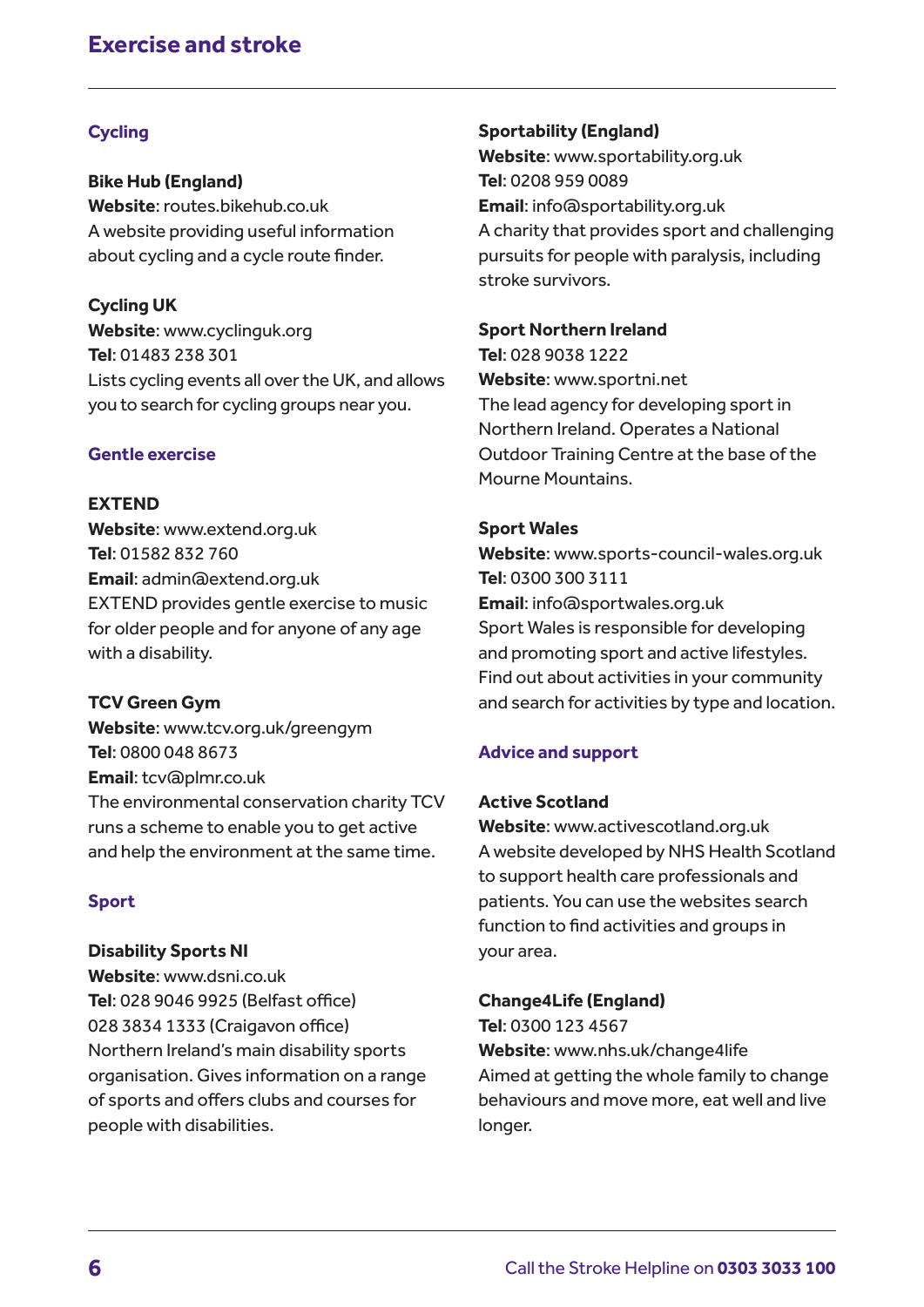### Cycling

**Bike Hub (England)**
**Website**: routes.bikehub.co.uk
A website providing useful information about cycling and a cycle route finder.

**Cycling UK**
**Website**: www.cyclinguk.org
**Tel**: 01483 238 301
Lists cycling events all over the UK, and allows you to search for cycling groups near you.

### Gentle exercise

**EXTEND**
**Website**: www.extend.org.uk
**Tel**: 01582 832 760
**Email**: admin@extend.org.uk
EXTEND provides gentle exercise to music for older people and for anyone of any age with a disability.

**TCV Green Gym**
**Website**: www.tcv.org.uk/greengym
**Tel**: 0800 048 8673
**Email**: tcv@plmr.co.uk
The environmental conservation charity TCV runs a scheme to enable you to get active and help the environment at the same time.

### Sport

**Disability Sports NI**
**Website**: www.dsni.co.uk
**Tel**: 028 9046 9925 (Belfast office)
028 3834 1333 (Craigavon office)
Northern Ireland's main disability sports organisation. Gives information on a range of sports and offers clubs and courses for people with disabilities.

**Sportability (England)**
**Website**: www.sportability.org.uk
**Tel**: 0208 959 0089
**Email**: info@sportability.org.uk
A charity that provides sport and challenging pursuits for people with paralysis, including stroke survivors.

**Sport Northern Ireland**
**Tel**: 028 9038 1222
**Website**: www.sportni.net
The lead agency for developing sport in Northern Ireland. Operates a National Outdoor Training Centre at the base of the Mourne Mountains.

**Sport Wales**
**Website**: www.sports-council-wales.org.uk
**Tel**: 0300 300 3111
**Email**: info@sportwales.org.uk
Sport Wales is responsible for developing and promoting sport and active lifestyles. Find out about activities in your community and search for activities by type and location.

### Advice and support

**Active Scotland**
**Website**: www.activescotland.org.uk
A website developed by NHS Health Scotland to support health care professionals and patients. You can use the websites search function to find activities and groups in your area.

**Change4Life (England)**
**Tel**: 0300 123 4567
**Website**: www.nhs.uk/change4life
Aimed at getting the whole family to change behaviours and move more, eat well and live longer.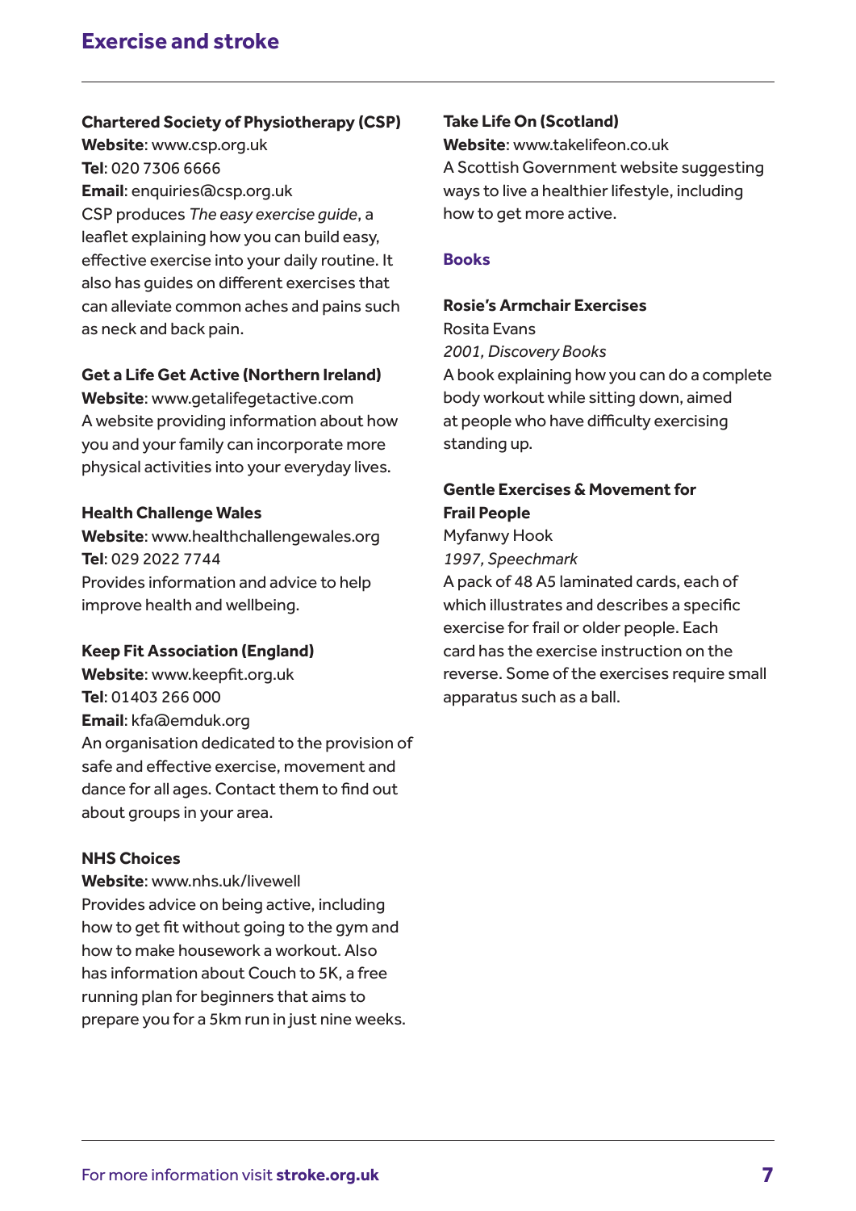**Chartered Society of Physiotherapy (CSP)**
**Website**: www.csp.org.uk
**Tel**: 020 7306 6666
**Email**: enquiries@csp.org.uk
CSP produces *The easy exercise guide*, a leaflet explaining how you can build easy, effective exercise into your daily routine. It also has guides on different exercises that can alleviate common aches and pains such as neck and back pain.

**Get a Life Get Active (Northern Ireland)**
**Website**: www.getalifegetactive.com
A website providing information about how you and your family can incorporate more physical activities into your everyday lives.

**Health Challenge Wales**
**Website**: www.healthchallengewales.org
**Tel**: 029 2022 7744
Provides information and advice to help improve health and wellbeing.

**Keep Fit Association (England)**
**Website**: www.keepfit.org.uk
**Tel**: 01403 266 000
**Email**: kfa@emduk.org
An organisation dedicated to the provision of safe and effective exercise, movement and dance for all ages. Contact them to find out about groups in your area.

**NHS Choices**
**Website**: www.nhs.uk/livewell
Provides advice on being active, including how to get fit without going to the gym and how to make housework a workout. Also has information about Couch to 5K, a free running plan for beginners that aims to prepare you for a 5km run in just nine weeks.

**Take Life On (Scotland)**
**Website**: www.takelifeon.co.uk
A Scottish Government website suggesting ways to live a healthier lifestyle, including how to get more active.

## Books

**Rosie's Armchair Exercises**
Rosita Evans
*2001, Discovery Books*
A book explaining how you can do a complete body workout while sitting down, aimed at people who have difficulty exercising standing up.

**Gentle Exercises & Movement for Frail People**
Myfanwy Hook
*1997, Speechmark*
A pack of 48 A5 laminated cards, each of which illustrates and describes a specific exercise for frail or older people. Each card has the exercise instruction on the reverse. Some of the exercises require small apparatus such as a ball.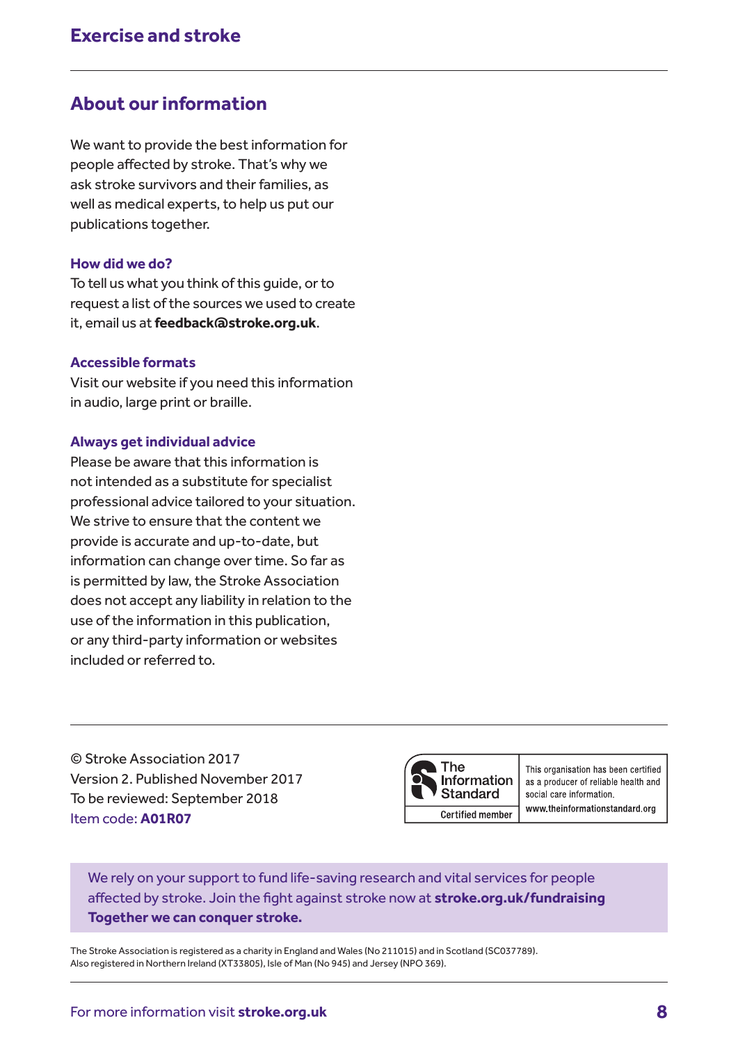## About our information

We want to provide the best information for people affected by stroke. That's why we ask stroke survivors and their families, as well as medical experts, to help us put our publications together.

### How did we do?

To tell us what you think of this guide, or to request a list of the sources we used to create it, email us at **feedback@stroke.org.uk**.

### Accessible formats

Visit our website if you need this information in audio, large print or braille.

### Always get individual advice

Please be aware that this information is not intended as a substitute for specialist professional advice tailored to your situation. We strive to ensure that the content we provide is accurate and up-to-date, but information can change over time. So far as is permitted by law, the Stroke Association does not accept any liability in relation to the use of the information in this publication, or any third-party information or websites included or referred to.

© Stroke Association 2017
Version 2. Published November 2017
To be reviewed: September 2018
Item code: **A01R07**

The Information Standard
Certified member
This organisation has been certified as a producer of reliable health and social care information.
www.theinformationstandard.org

We rely on your support to fund life-saving research and vital services for people affected by stroke. Join the fight against stroke now at **stroke.org.uk/fundraising**
**Together we can conquer stroke.**

The Stroke Association is registered as a charity in England and Wales (No 211015) and in Scotland (SC037789). Also registered in Northern Ireland (XT33805), Isle of Man (No 945) and Jersey (NPO 369).

For more information visit **stroke.org.uk**